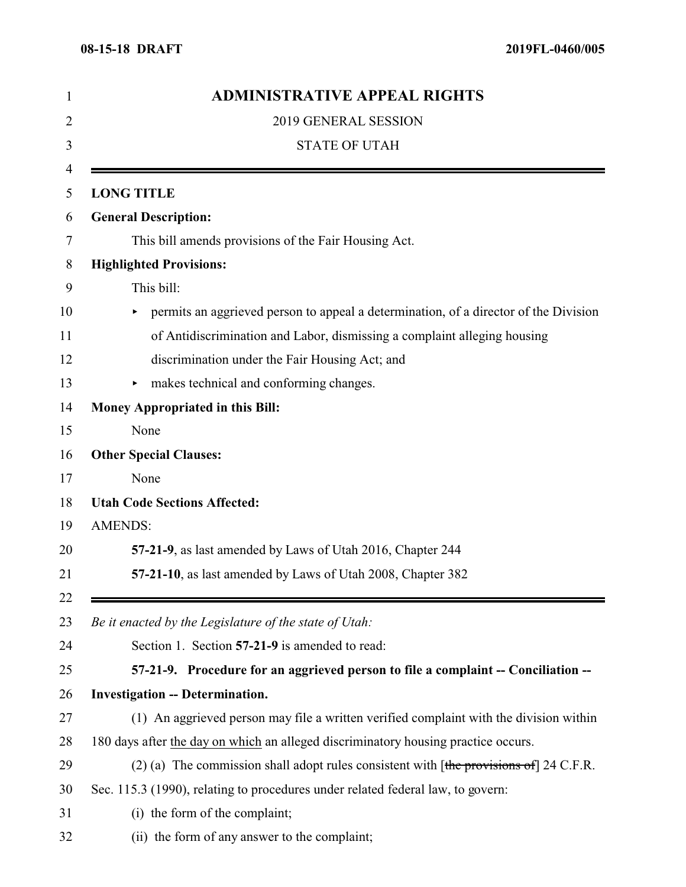# ADMINISTRATIVE APPEAL RIGHTS

2019 GENERAL SESSION

STATE OF UTAH

**LONG TITLE**

**General Description:**

This bill amends provisions of the Fair Housing Act.

**Highlighted Provisions:**

This bill:

- permits an aggrieved person to appeal a determination, of a director of the Division of Antidiscrimination and Labor, dismissing a complaint alleging housing discrimination under the Fair Housing Act; and
- makes technical and conforming changes.

**Money Appropriated in this Bill:**

None

**Other Special Clauses:**

None

**Utah Code Sections Affected:**

AMENDS:

**57-21-9**, as last amended by Laws of Utah 2016, Chapter 244

**57-21-10**, as last amended by Laws of Utah 2008, Chapter 382

*Be it enacted by the Legislature of the state of Utah:*

Section 1. Section **57-21-9** is amended to read:

**57-21-9. Procedure for an aggrieved person to file a complaint -- Conciliation -- Investigation -- Determination.**

(1) An aggrieved person may file a written verified complaint with the division within 180 days after the day on which an alleged discriminatory housing practice occurs.

(2) (a) The commission shall adopt rules consistent with [~~the provisions of~~] 24 C.F.R. Sec. 115.3 (1990), relating to procedures under related federal law, to govern:

(i) the form of the complaint;

(ii) the form of any answer to the complaint;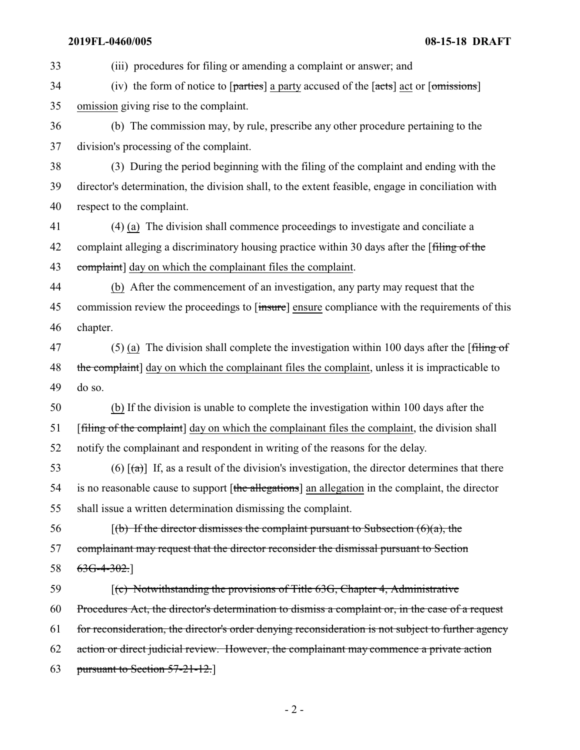33 (iii) procedures for filing or amending a complaint or answer; and

34 (iv) the form of notice to [~~parties~~] <u>a party</u> accused of the [~~acts~~] <u>act</u> or [~~omissions~~]

35 <u>omission</u> giving rise to the complaint.

36 (b) The commission may, by rule, prescribe any other procedure pertaining to the

37 division's processing of the complaint.

38 (3) During the period beginning with the filing of the complaint and ending with the

39 director's determination, the division shall, to the extent feasible, engage in conciliation with

40 respect to the complaint.

41 (4) <u>(a)</u> The division shall commence proceedings to investigate and conciliate a

42 complaint alleging a discriminatory housing practice within 30 days after the [~~filing of the~~

43 ~~complaint~~] <u>day on which the complainant files the complaint</u>.

44 <u>(b)</u> After the commencement of an investigation, any party may request that the

45 commission review the proceedings to [~~insure~~] <u>ensure</u> compliance with the requirements of this

46 chapter.

47 (5) <u>(a)</u> The division shall complete the investigation within 100 days after the [~~filing of~~

48 ~~the complaint~~] <u>day on which the complainant files the complaint</u>, unless it is impracticable to

49 do so.

50 <u>(b)</u> If the division is unable to complete the investigation within 100 days after the

51 [~~filing of the complaint~~] <u>day on which the complainant files the complaint</u>, the division shall

52 notify the complainant and respondent in writing of the reasons for the delay.

53 (6) [~~(a)~~] If, as a result of the division's investigation, the director determines that there

54 is no reasonable cause to support [~~the allegations~~] <u>an allegation</u> in the complaint, the director

55 shall issue a written determination dismissing the complaint.

56 [~~(b) If the director dismisses the complaint pursuant to Subsection (6)(a), the~~

57 ~~complainant may request that the director reconsider the dismissal pursuant to Section~~

58 ~~63G-4-302.~~]

59 [~~(c) Notwithstanding the provisions of Title 63G, Chapter 4, Administrative~~

60 ~~Procedures Act, the director's determination to dismiss a complaint or, in the case of a request~~

61 ~~for reconsideration, the director's order denying reconsideration is not subject to further agency~~

62 ~~action or direct judicial review. However, the complainant may commence a private action~~

63 ~~pursuant to Section 57-21-12.~~]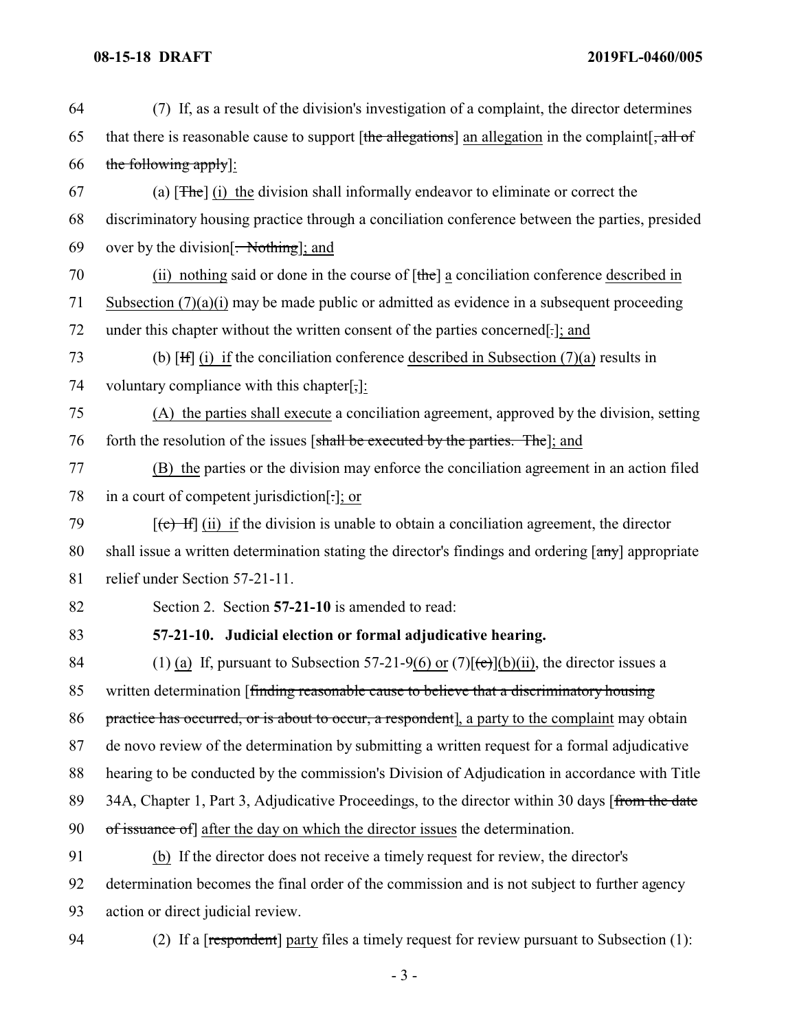64 (7) If, as a result of the division's investigation of a complaint, the director determines
65 that there is reasonable cause to support [~~the allegations~~] <u>an allegation</u> in the complaint[~~, all of~~
66 ~~the following apply~~]<u>:</u>

67 (a) [~~The~~] <u>(i) the</u> division shall informally endeavor to eliminate or correct the
68 discriminatory housing practice through a conciliation conference between the parties, presided
69 over by the division[~~. Nothing~~]<u>; and</u>

70 <u>(ii) nothing</u> said or done in the course of [~~the~~] <u>a</u> conciliation conference <u>described in</u>
71 <u>Subsection (7)(a)(i)</u> may be made public or admitted as evidence in a subsequent proceeding
72 under this chapter without the written consent of the parties concerned[~~.~~]<u>; and</u>

73 (b) [~~If~~] <u>(i) if</u> the conciliation conference <u>described in Subsection (7)(a)</u> results in
74 voluntary compliance with this chapter[~~,~~]<u>:</u>

75 <u>(A) the parties shall execute</u> a conciliation agreement, approved by the division, setting
76 forth the resolution of the issues [~~shall be executed by the parties. The~~]<u>; and</u>

77 <u>(B) the</u> parties or the division may enforce the conciliation agreement in an action filed
78 in a court of competent jurisdiction[~~.~~]<u>; or</u>

79 [~~(c) If~~] <u>(ii) if</u> the division is unable to obtain a conciliation agreement, the director
80 shall issue a written determination stating the director's findings and ordering [~~any~~] appropriate
81 relief under Section 57-21-11.

82 Section 2. Section **57-21-10** is amended to read:

83 **57-21-10. Judicial election or formal adjudicative hearing.**

84 (1) <u>(a)</u> If, pursuant to Subsection 57-21-9<u>(6) or</u> (7)[~~(c)~~]<u>(b)(ii)</u>, the director issues a
85 written determination [~~finding reasonable cause to believe that a discriminatory housing~~
86 ~~practice has occurred, or is about to occur, a respondent~~]<u>, a party to the complaint</u> may obtain
87 de novo review of the determination by submitting a written request for a formal adjudicative
88 hearing to be conducted by the commission's Division of Adjudication in accordance with Title
89 34A, Chapter 1, Part 3, Adjudicative Proceedings, to the director within 30 days [~~from the date~~
90 ~~of issuance of~~] <u>after the day on which the director issues</u> the determination.

91 <u>(b)</u> If the director does not receive a timely request for review, the director's
92 determination becomes the final order of the commission and is not subject to further agency
93 action or direct judicial review.

94 (2) If a [~~respondent~~] <u>party</u> files a timely request for review pursuant to Subsection (1):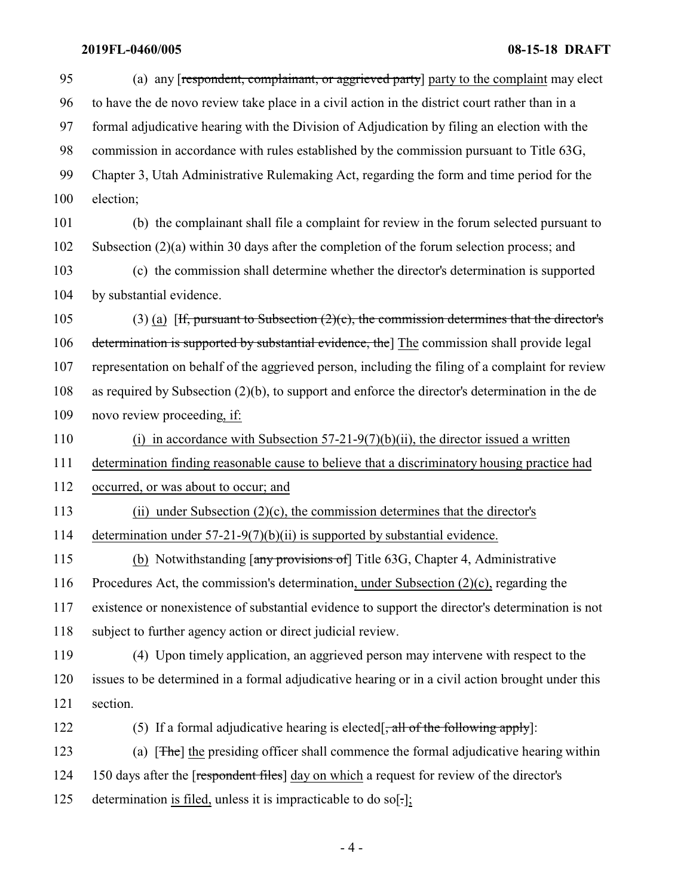95 (a) any [~~respondent, complainant, or aggrieved party~~] <u>party to the complaint</u> may elect
96 to have the de novo review take place in a civil action in the district court rather than in a
97 formal adjudicative hearing with the Division of Adjudication by filing an election with the
98 commission in accordance with rules established by the commission pursuant to Title 63G,
99 Chapter 3, Utah Administrative Rulemaking Act, regarding the form and time period for the
100 election;

101 (b) the complainant shall file a complaint for review in the forum selected pursuant to
102 Subsection (2)(a) within 30 days after the completion of the forum selection process; and

103 (c) the commission shall determine whether the director's determination is supported
104 by substantial evidence.

105 (3) <u>(a)</u> [~~If, pursuant to Subsection (2)(c), the commission determines that the director's~~
106 ~~determination is supported by substantial evidence, the~~] <u>The</u> commission shall provide legal
107 representation on behalf of the aggrieved person, including the filing of a complaint for review
108 as required by Subsection (2)(b), to support and enforce the director's determination in the de
109 novo review proceeding<u>, if:</u>

110 <u>(i) in accordance with Subsection 57-21-9(7)(b)(ii), the director issued a written</u>
111 <u>determination finding reasonable cause to believe that a discriminatory housing practice had</u>
112 <u>occurred, or was about to occur; and</u>

113 <u>(ii) under Subsection (2)(c), the commission determines that the director's</u>
114 <u>determination under 57-21-9(7)(b)(ii) is supported by substantial evidence.</u>

115 <u>(b)</u> Notwithstanding [~~any provisions of~~] Title 63G, Chapter 4, Administrative
116 Procedures Act, the commission's determination<u>, under Subsection (2)(c),</u> regarding the
117 existence or nonexistence of substantial evidence to support the director's determination is not
118 subject to further agency action or direct judicial review.

119 (4) Upon timely application, an aggrieved person may intervene with respect to the
120 issues to be determined in a formal adjudicative hearing or in a civil action brought under this
121 section.

122 (5) If a formal adjudicative hearing is elected[~~, all of the following apply~~]:

123 (a) [~~The~~] <u>the</u> presiding officer shall commence the formal adjudicative hearing within
124 150 days after the [~~respondent files~~] <u>day on which</u> a request for review of the director's
125 determination <u>is filed,</u> unless it is impracticable to do so[~~.~~]<u>;</u>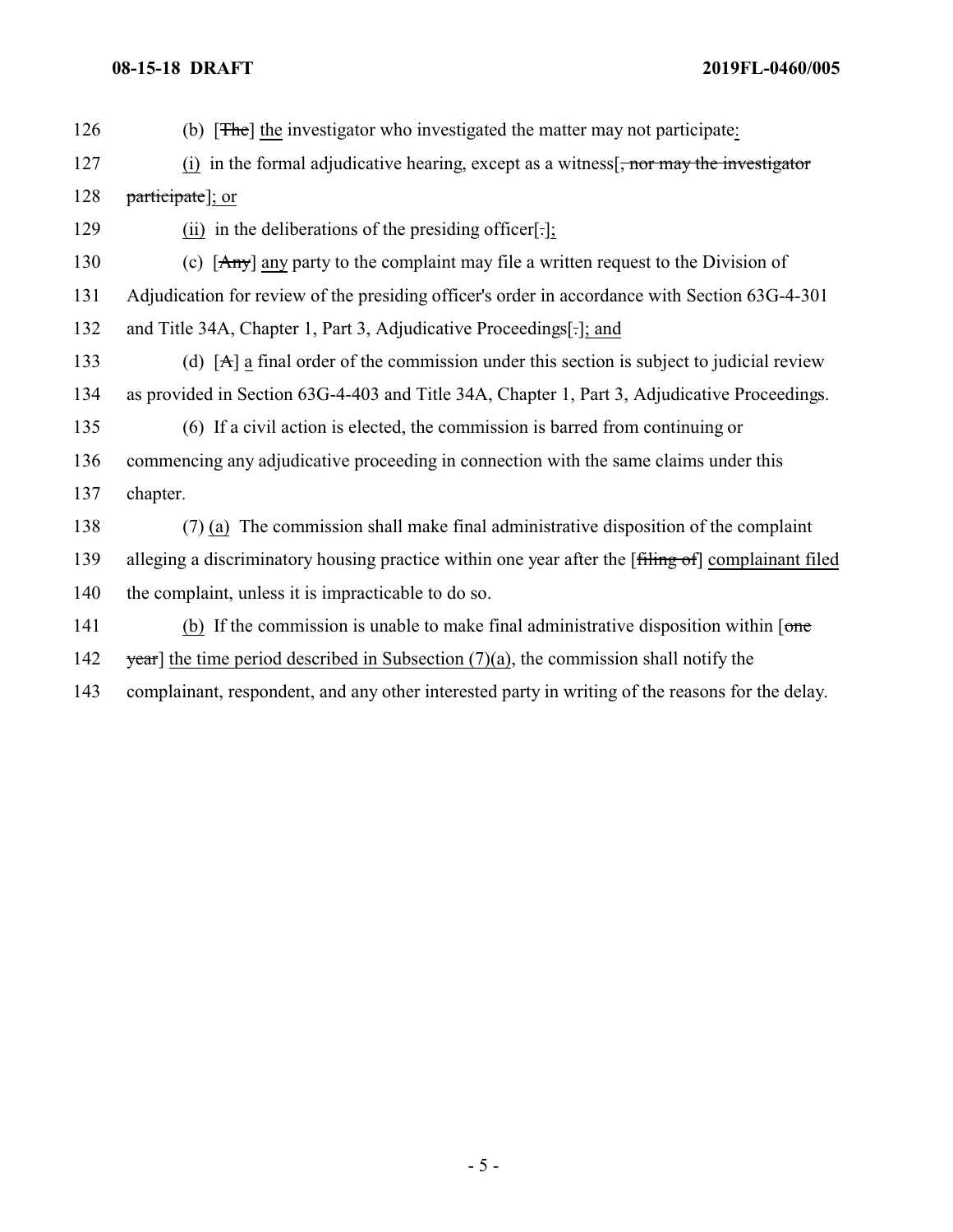(b) [The] the investigator who investigated the matter may not participate:

(i) in the formal adjudicative hearing, except as a witness[, nor may the investigator participate]; or

(ii) in the deliberations of the presiding officer[.];

(c) [Any] any party to the complaint may file a written request to the Division of Adjudication for review of the presiding officer's order in accordance with Section 63G-4-301 and Title 34A, Chapter 1, Part 3, Adjudicative Proceedings[.]; and

(d) [A] a final order of the commission under this section is subject to judicial review as provided in Section 63G-4-403 and Title 34A, Chapter 1, Part 3, Adjudicative Proceedings.

(6) If a civil action is elected, the commission is barred from continuing or commencing any adjudicative proceeding in connection with the same claims under this chapter.

(7) (a) The commission shall make final administrative disposition of the complaint alleging a discriminatory housing practice within one year after the [filing of] complainant filed the complaint, unless it is impracticable to do so.

(b) If the commission is unable to make final administrative disposition within [one year] the time period described in Subsection (7)(a), the commission shall notify the complainant, respondent, and any other interested party in writing of the reasons for the delay.